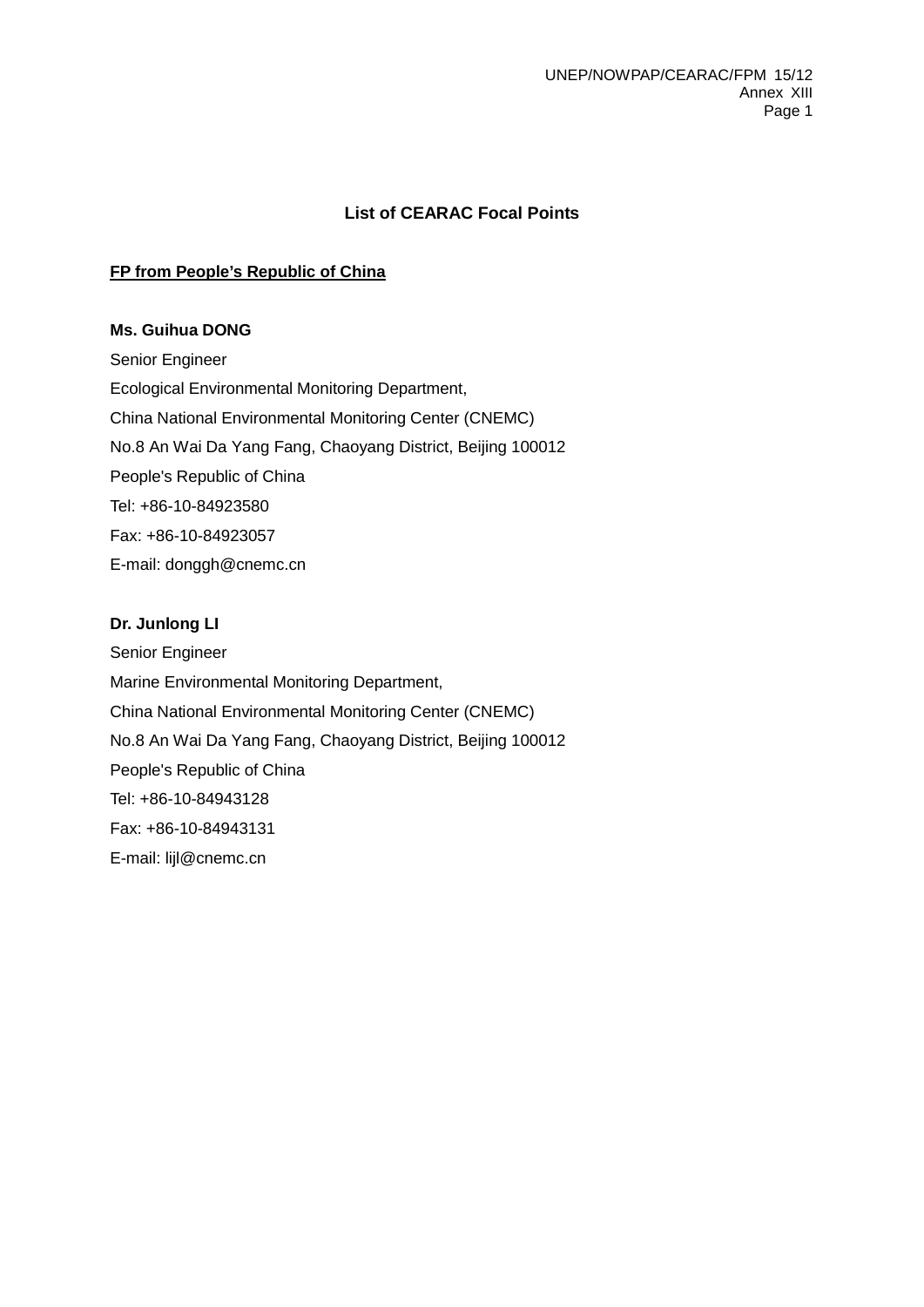## List of CEARAC Focal Points

**FP from People's Republic of China**

**Ms. Guihua DONG**

Senior Engineer

Ecological Environmental Monitoring Department,

China National Environmental Monitoring Center (CNEMC)

No.8 An Wai Da Yang Fang, Chaoyang District, Beijing 100012

People's Republic of China

Tel: +86-10-84923580

Fax: +86-10-84923057

E-mail: donggh@cnemc.cn

**Dr. Junlong LI**

Senior Engineer

Marine Environmental Monitoring Department,

China National Environmental Monitoring Center (CNEMC)

No.8 An Wai Da Yang Fang, Chaoyang District, Beijing 100012

People's Republic of China

Tel: +86-10-84943128

Fax: +86-10-84943131

E-mail: lijl@cnemc.cn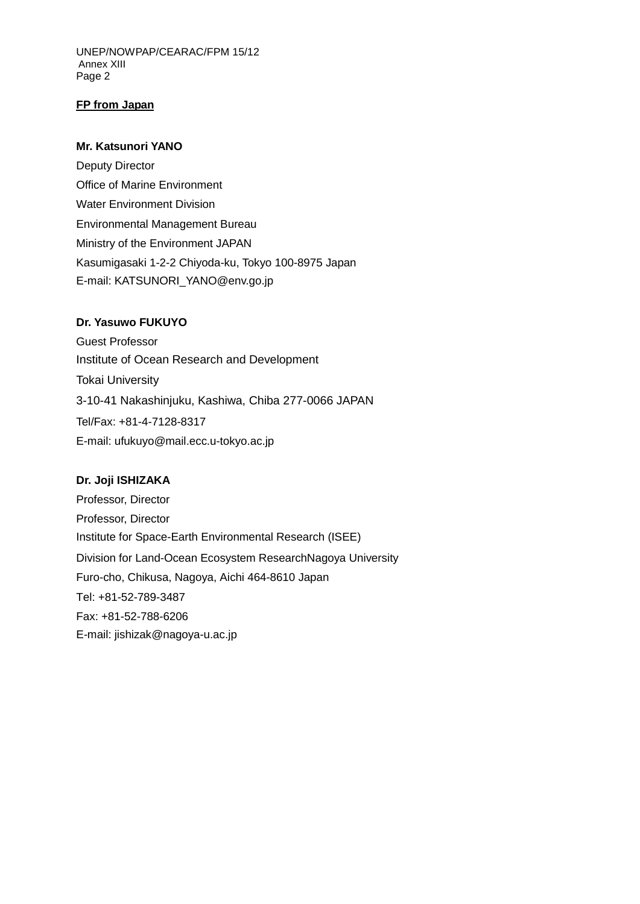**FP from Japan**

**Mr. Katsunori YANO**
Deputy Director
Office of Marine Environment
Water Environment Division
Environmental Management Bureau
Ministry of the Environment JAPAN
Kasumigasaki 1-2-2 Chiyoda-ku, Tokyo 100-8975 Japan
E-mail: KATSUNORI_YANO@env.go.jp

**Dr. Yasuwo FUKUYO**
Guest Professor
Institute of Ocean Research and Development
Tokai University
3-10-41 Nakashinjuku, Kashiwa, Chiba 277-0066 JAPAN
Tel/Fax: +81-4-7128-8317
E-mail: ufukuyo@mail.ecc.u-tokyo.ac.jp

**Dr. Joji ISHIZAKA**
Professor, Director
Professor, Director
Institute for Space-Earth Environmental Research (ISEE)
Division for Land-Ocean Ecosystem ResearchNagoya University
Furo-cho, Chikusa, Nagoya, Aichi 464-8610 Japan
Tel: +81-52-789-3487
Fax: +81-52-788-6206
E-mail: jishizak@nagoya-u.ac.jp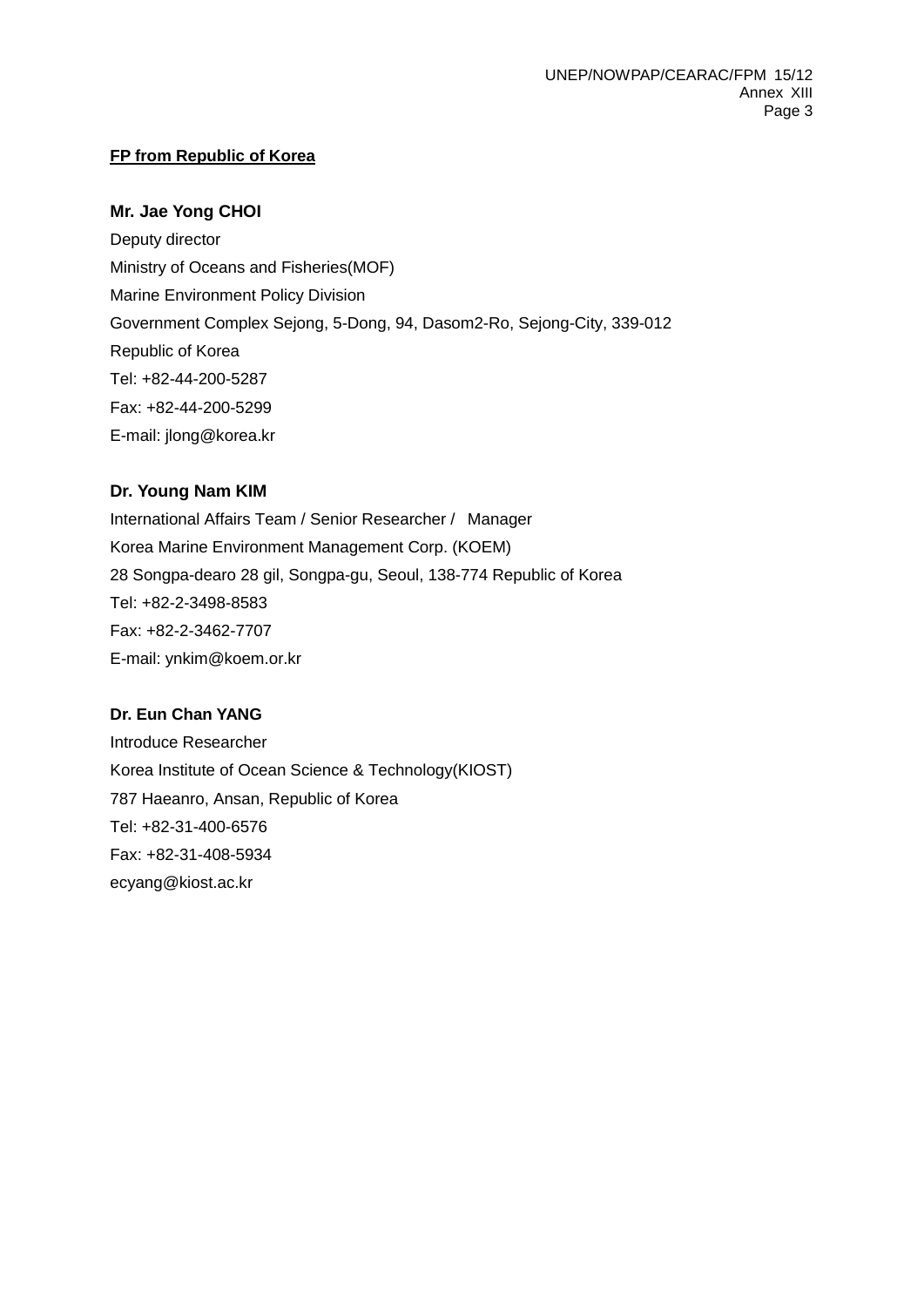**<u>FP from Republic of Korea</u>**

**Mr. Jae Yong CHOI**

Deputy director
Ministry of Oceans and Fisheries(MOF)
Marine Environment Policy Division
Government Complex Sejong, 5-Dong, 94, Dasom2-Ro, Sejong-City, 339-012
Republic of Korea
Tel: +82-44-200-5287
Fax: +82-44-200-5299
E-mail: jlong@korea.kr

**Dr. Young Nam KIM**

International Affairs Team / Senior Researcher / Manager
Korea Marine Environment Management Corp. (KOEM)
28 Songpa-dearo 28 gil, Songpa-gu, Seoul, 138-774 Republic of Korea
Tel: +82-2-3498-8583
Fax: +82-2-3462-7707
E-mail: ynkim@koem.or.kr

**Dr. Eun Chan YANG**

Introduce Researcher
Korea Institute of Ocean Science & Technology(KIOST)
787 Haeanro, Ansan, Republic of Korea
Tel: +82-31-400-6576
Fax: +82-31-408-5934
ecyang@kiost.ac.kr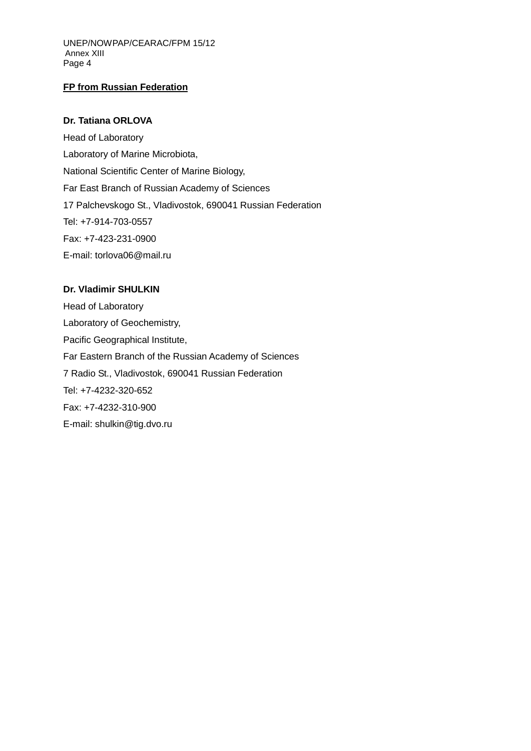**FP from Russian Federation**

**Dr. Tatiana ORLOVA**

Head of Laboratory

Laboratory of Marine Microbiota,

National Scientific Center of Marine Biology,

Far East Branch of Russian Academy of Sciences

17 Palchevskogo St., Vladivostok, 690041 Russian Federation

Tel: +7-914-703-0557

Fax: +7-423-231-0900

E-mail: torlova06@mail.ru

**Dr. Vladimir SHULKIN**

Head of Laboratory

Laboratory of Geochemistry,

Pacific Geographical Institute,

Far Eastern Branch of the Russian Academy of Sciences

7 Radio St., Vladivostok, 690041 Russian Federation

Tel: +7-4232-320-652

Fax: +7-4232-310-900

E-mail: shulkin@tig.dvo.ru